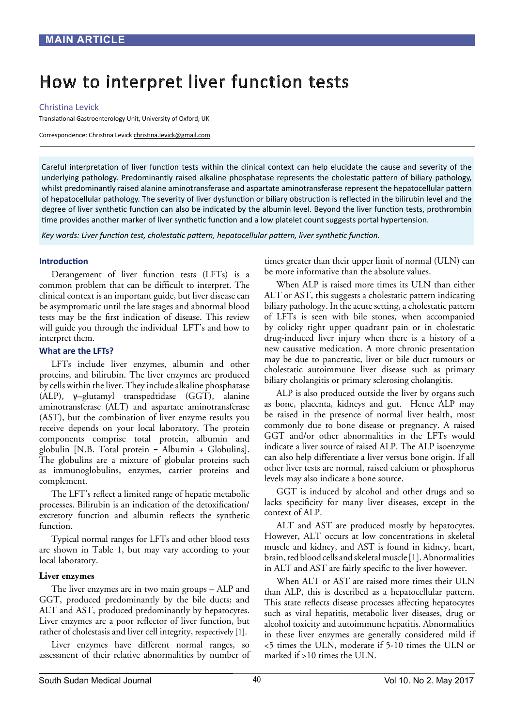MAIN ARTICLE

# How to interpret liver function tests

Christina Levick

Translational Gastroenterology Unit, University of Oxford, UK

Correspondence: Christina Levick christina.levick@gmail.com

Careful interpretation of liver function tests within the clinical context can help elucidate the cause and severity of the underlying pathology. Predominantly raised alkaline phosphatase represents the cholestatic pattern of biliary pathology, whilst predominantly raised alanine aminotransferase and aspartate aminotransferase represent the hepatocellular pattern of hepatocellular pathology. The severity of liver dysfunction or biliary obstruction is reflected in the bilirubin level and the degree of liver synthetic function can also be indicated by the albumin level. Beyond the liver function tests, prothrombin time provides another marker of liver synthetic function and a low platelet count suggests portal hypertension.

*Key words: Liver function test, cholestatic pattern, hepatocellular pattern, liver synthetic function.*

## Introduction

Derangement of liver function tests (LFTs) is a common problem that can be difficult to interpret. The clinical context is an important guide, but liver disease can be asymptomatic until the late stages and abnormal blood tests may be the first indication of disease. This review will guide you through the individual LFT's and how to interpret them.

## What are the LFTs?

LFTs include liver enzymes, albumin and other proteins, and bilirubin. The liver enzymes are produced by cells within the liver. They include alkaline phosphatase (ALP), γ–glutamyl transpeptidase (GGT), alanine aminotransferase (ALT) and aspartate aminotransferase (AST), but the combination of liver enzyme results you receive depends on your local laboratory. The protein components comprise total protein, albumin and globulin [N.B. Total protein = Albumin + Globulins]. The globulins are a mixture of globular proteins such as immunoglobulins, enzymes, carrier proteins and complement.

The LFT's reflect a limited range of hepatic metabolic processes. Bilirubin is an indication of the detoxification/excretory function and albumin reflects the synthetic function.

Typical normal ranges for LFTs and other blood tests are shown in Table 1, but may vary according to your local laboratory.

### Liver enzymes

The liver enzymes are in two main groups – ALP and GGT, produced predominantly by the bile ducts; and ALT and AST, produced predominantly by hepatocytes. Liver enzymes are a poor reflector of liver function, but rather of cholestasis and liver cell integrity, respectively [1].

Liver enzymes have different normal ranges, so assessment of their relative abnormalities by number of times greater than their upper limit of normal (ULN) can be more informative than the absolute values.

When ALP is raised more times its ULN than either ALT or AST, this suggests a cholestatic pattern indicating biliary pathology. In the acute setting, a cholestatic pattern of LFTs is seen with bile stones, when accompanied by colicky right upper quadrant pain or in cholestatic drug-induced liver injury when there is a history of a new causative medication. A more chronic presentation may be due to pancreatic, liver or bile duct tumours or cholestatic autoimmune liver disease such as primary biliary cholangitis or primary sclerosing cholangitis.

ALP is also produced outside the liver by organs such as bone, placenta, kidneys and gut. Hence ALP may be raised in the presence of normal liver health, most commonly due to bone disease or pregnancy. A raised GGT and/or other abnormalities in the LFTs would indicate a liver source of raised ALP. The ALP isoenzyme can also help differentiate a liver versus bone origin. If all other liver tests are normal, raised calcium or phosphorus levels may also indicate a bone source.

GGT is induced by alcohol and other drugs and so lacks specificity for many liver diseases, except in the context of ALP.

ALT and AST are produced mostly by hepatocytes. However, ALT occurs at low concentrations in skeletal muscle and kidney, and AST is found in kidney, heart, brain, red blood cells and skeletal muscle [1]. Abnormalities in ALT and AST are fairly specific to the liver however.

When ALT or AST are raised more times their ULN than ALP, this is described as a hepatocellular pattern. This state reflects disease processes affecting hepatocytes such as viral hepatitis, metabolic liver diseases, drug or alcohol toxicity and autoimmune hepatitis. Abnormalities in these liver enzymes are generally considered mild if <5 times the ULN, moderate if 5-10 times the ULN or marked if >10 times the ULN.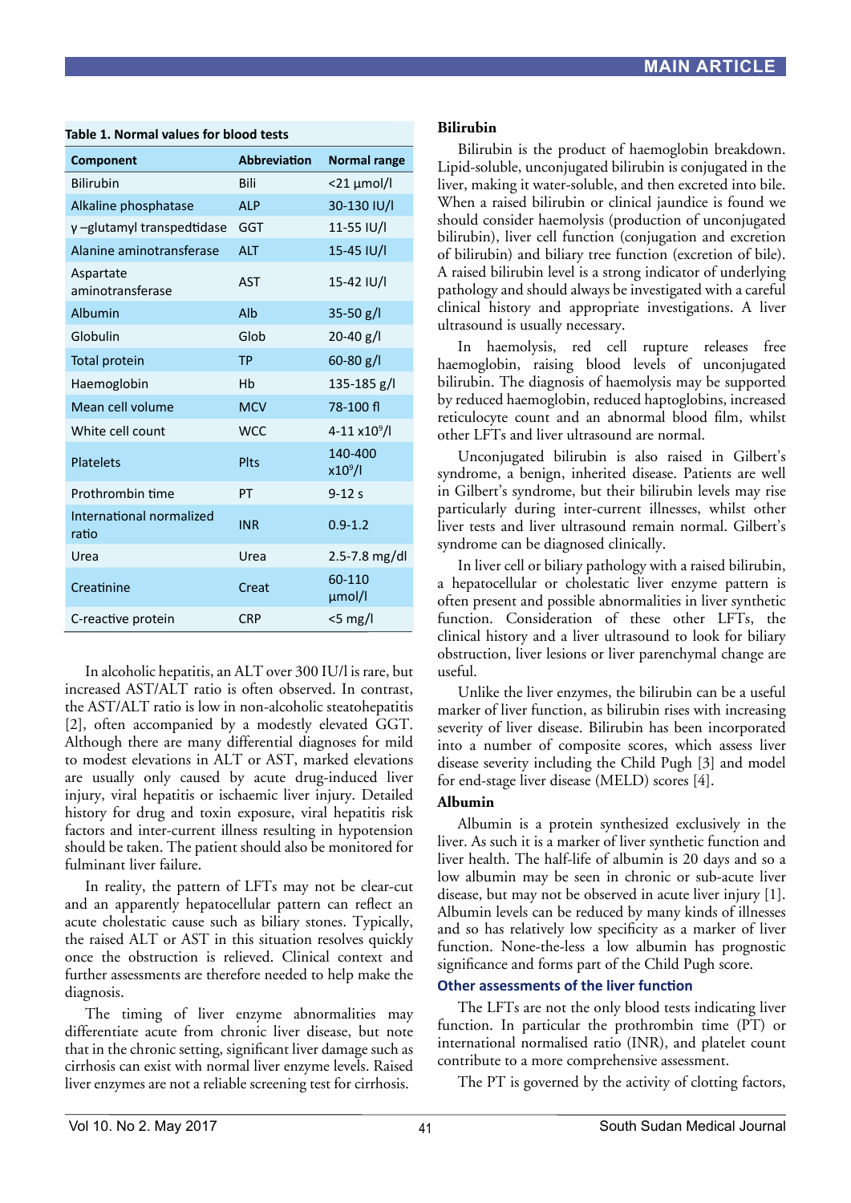**Table 1. Normal values for blood tests**

| Component | Abbreviation | Normal range |
|---|---|---|
| Bilirubin | Bili | <21 μmol/l |
| Alkaline phosphatase | ALP | 30-130 IU/l |
| γ –glutamyl transpedtidase | GGT | 11-55 IU/l |
| Alanine aminotransferase | ALT | 15-45 IU/l |
| Aspartate aminotransferase | AST | 15-42 IU/l |
| Albumin | Alb | 35-50 g/l |
| Globulin | Glob | 20-40 g/l |
| Total protein | TP | 60-80 g/l |
| Haemoglobin | Hb | 135-185 g/l |
| Mean cell volume | MCV | 78-100 fl |
| White cell count | WCC | 4-11 $x10^9$/l |
| Platelets | Plts | 140-400 $x10^9$/l |
| Prothrombin time | PT | 9-12 s |
| International normalized ratio | INR | 0.9-1.2 |
| Urea | Urea | 2.5-7.8 mg/dl |
| Creatinine | Creat | 60-110 μmol/l |
| C-reactive protein | CRP | <5 mg/l |

In alcoholic hepatitis, an ALT over 300 IU/l is rare, but increased AST/ALT ratio is often observed. In contrast, the AST/ALT ratio is low in non-alcoholic steatohepatitis [2], often accompanied by a modestly elevated GGT. Although there are many differential diagnoses for mild to modest elevations in ALT or AST, marked elevations are usually only caused by acute drug-induced liver injury, viral hepatitis or ischaemic liver injury. Detailed history for drug and toxin exposure, viral hepatitis risk factors and inter-current illness resulting in hypotension should be taken. The patient should also be monitored for fulminant liver failure.

In reality, the pattern of LFTs may not be clear-cut and an apparently hepatocellular pattern can reflect an acute cholestatic cause such as biliary stones. Typically, the raised ALT or AST in this situation resolves quickly once the obstruction is relieved. Clinical context and further assessments are therefore needed to help make the diagnosis.

The timing of liver enzyme abnormalities may differentiate acute from chronic liver disease, but note that in the chronic setting, significant liver damage such as cirrhosis can exist with normal liver enzyme levels. Raised liver enzymes are not a reliable screening test for cirrhosis.

### Bilirubin

Bilirubin is the product of haemoglobin breakdown. Lipid-soluble, unconjugated bilirubin is conjugated in the liver, making it water-soluble, and then excreted into bile. When a raised bilirubin or clinical jaundice is found we should consider haemolysis (production of unconjugated bilirubin), liver cell function (conjugation and excretion of bilirubin) and biliary tree function (excretion of bile). A raised bilirubin level is a strong indicator of underlying pathology and should always be investigated with a careful clinical history and appropriate investigations. A liver ultrasound is usually necessary.

In haemolysis, red cell rupture releases free haemoglobin, raising blood levels of unconjugated bilirubin. The diagnosis of haemolysis may be supported by reduced haemoglobin, reduced haptoglobins, increased reticulocyte count and an abnormal blood film, whilst other LFTs and liver ultrasound are normal.

Unconjugated bilirubin is also raised in Gilbert's syndrome, a benign, inherited disease. Patients are well in Gilbert's syndrome, but their bilirubin levels may rise particularly during inter-current illnesses, whilst other liver tests and liver ultrasound remain normal. Gilbert's syndrome can be diagnosed clinically.

In liver cell or biliary pathology with a raised bilirubin, a hepatocellular or cholestatic liver enzyme pattern is often present and possible abnormalities in liver synthetic function. Consideration of these other LFTs, the clinical history and a liver ultrasound to look for biliary obstruction, liver lesions or liver parenchymal change are useful.

Unlike the liver enzymes, the bilirubin can be a useful marker of liver function, as bilirubin rises with increasing severity of liver disease. Bilirubin has been incorporated into a number of composite scores, which assess liver disease severity including the Child Pugh [3] and model for end-stage liver disease (MELD) scores [4].

### Albumin

Albumin is a protein synthesized exclusively in the liver. As such it is a marker of liver synthetic function and liver health. The half-life of albumin is 20 days and so a low albumin may be seen in chronic or sub-acute liver disease, but may not be observed in acute liver injury [1]. Albumin levels can be reduced by many kinds of illnesses and so has relatively low specificity as a marker of liver function. None-the-less a low albumin has prognostic significance and forms part of the Child Pugh score.

## Other assessments of the liver function

The LFTs are not the only blood tests indicating liver function. In particular the prothrombin time (PT) or international normalised ratio (INR), and platelet count contribute to a more comprehensive assessment.

The PT is governed by the activity of clotting factors,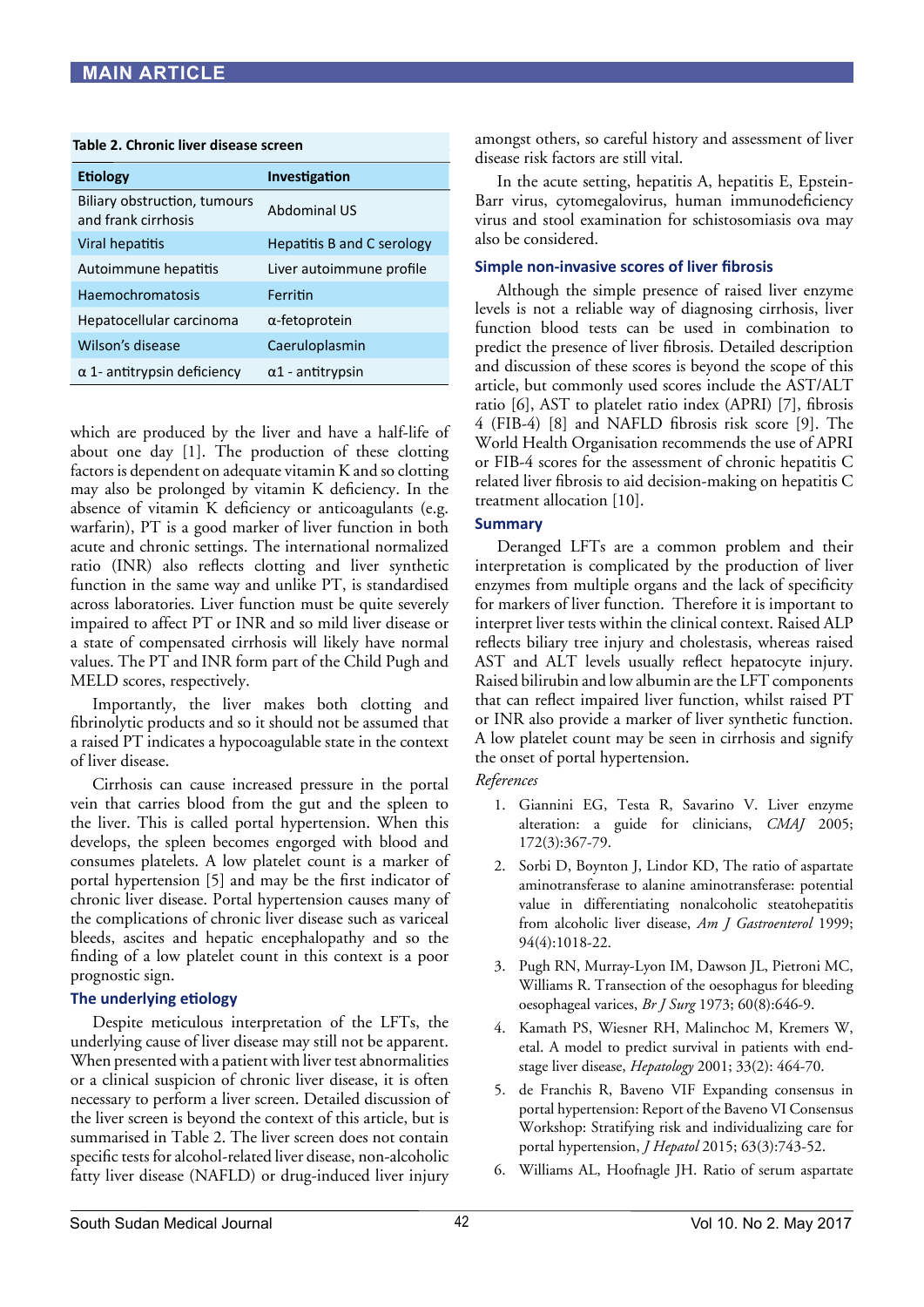**Table 2. Chronic liver disease screen**

| Etiology | Investigation |
|---|---|
| Biliary obstruction, tumours and frank cirrhosis | Abdominal US |
| Viral hepatitis | Hepatitis B and C serology |
| Autoimmune hepatitis | Liver autoimmune profile |
| Haemochromatosis | Ferritin |
| Hepatocellular carcinoma | α-fetoprotein |
| Wilson's disease | Caeruloplasmin |
| α 1- antitrypsin deficiency | α1 - antitrypsin |

which are produced by the liver and have a half-life of about one day [1]. The production of these clotting factors is dependent on adequate vitamin K and so clotting may also be prolonged by vitamin K deficiency. In the absence of vitamin K deficiency or anticoagulants (e.g. warfarin), PT is a good marker of liver function in both acute and chronic settings. The international normalized ratio (INR) also reflects clotting and liver synthetic function in the same way and unlike PT, is standardised across laboratories. Liver function must be quite severely impaired to affect PT or INR and so mild liver disease or a state of compensated cirrhosis will likely have normal values. The PT and INR form part of the Child Pugh and MELD scores, respectively.

Importantly, the liver makes both clotting and fibrinolytic products and so it should not be assumed that a raised PT indicates a hypocoagulable state in the context of liver disease.

Cirrhosis can cause increased pressure in the portal vein that carries blood from the gut and the spleen to the liver. This is called portal hypertension. When this develops, the spleen becomes engorged with blood and consumes platelets. A low platelet count is a marker of portal hypertension [5] and may be the first indicator of chronic liver disease. Portal hypertension causes many of the complications of chronic liver disease such as variceal bleeds, ascites and hepatic encephalopathy and so the finding of a low platelet count in this context is a poor prognostic sign.

### The underlying etiology

Despite meticulous interpretation of the LFTs, the underlying cause of liver disease may still not be apparent. When presented with a patient with liver test abnormalities or a clinical suspicion of chronic liver disease, it is often necessary to perform a liver screen. Detailed discussion of the liver screen is beyond the context of this article, but is summarised in Table 2. The liver screen does not contain specific tests for alcohol-related liver disease, non-alcoholic fatty liver disease (NAFLD) or drug-induced liver injury amongst others, so careful history and assessment of liver disease risk factors are still vital.

In the acute setting, hepatitis A, hepatitis E, Epstein-Barr virus, cytomegalovirus, human immunodeficiency virus and stool examination for schistosomiasis ova may also be considered.

### Simple non-invasive scores of liver fibrosis

Although the simple presence of raised liver enzyme levels is not a reliable way of diagnosing cirrhosis, liver function blood tests can be used in combination to predict the presence of liver fibrosis. Detailed description and discussion of these scores is beyond the scope of this article, but commonly used scores include the AST/ALT ratio [6], AST to platelet ratio index (APRI) [7], fibrosis 4 (FIB-4) [8] and NAFLD fibrosis risk score [9]. The World Health Organisation recommends the use of APRI or FIB-4 scores for the assessment of chronic hepatitis C related liver fibrosis to aid decision-making on hepatitis C treatment allocation [10].

### Summary

Deranged LFTs are a common problem and their interpretation is complicated by the production of liver enzymes from multiple organs and the lack of specificity for markers of liver function. Therefore it is important to interpret liver tests within the clinical context. Raised ALP reflects biliary tree injury and cholestasis, whereas raised AST and ALT levels usually reflect hepatocyte injury. Raised bilirubin and low albumin are the LFT components that can reflect impaired liver function, whilst raised PT or INR also provide a marker of liver synthetic function. A low platelet count may be seen in cirrhosis and signify the onset of portal hypertension.

*References*

1. Giannini EG, Testa R, Savarino V. Liver enzyme alteration: a guide for clinicians, *CMAJ* 2005; 172(3):367-79.
2. Sorbi D, Boynton J, Lindor KD, The ratio of aspartate aminotransferase to alanine aminotransferase: potential value in differentiating nonalcoholic steatohepatitis from alcoholic liver disease, *Am J Gastroenterol* 1999; 94(4):1018-22.
3. Pugh RN, Murray-Lyon IM, Dawson JL, Pietroni MC, Williams R. Transection of the oesophagus for bleeding oesophageal varices, *Br J Surg* 1973; 60(8):646-9.
4. Kamath PS, Wiesner RH, Malinchoc M, Kremers W, etal. A model to predict survival in patients with end-stage liver disease, *Hepatology* 2001; 33(2): 464-70.
5. de Franchis R, Baveno VIF Expanding consensus in portal hypertension: Report of the Baveno VI Consensus Workshop: Stratifying risk and individualizing care for portal hypertension, *J Hepatol* 2015; 63(3):743-52.
6. Williams AL, Hoofnagle JH. Ratio of serum aspartate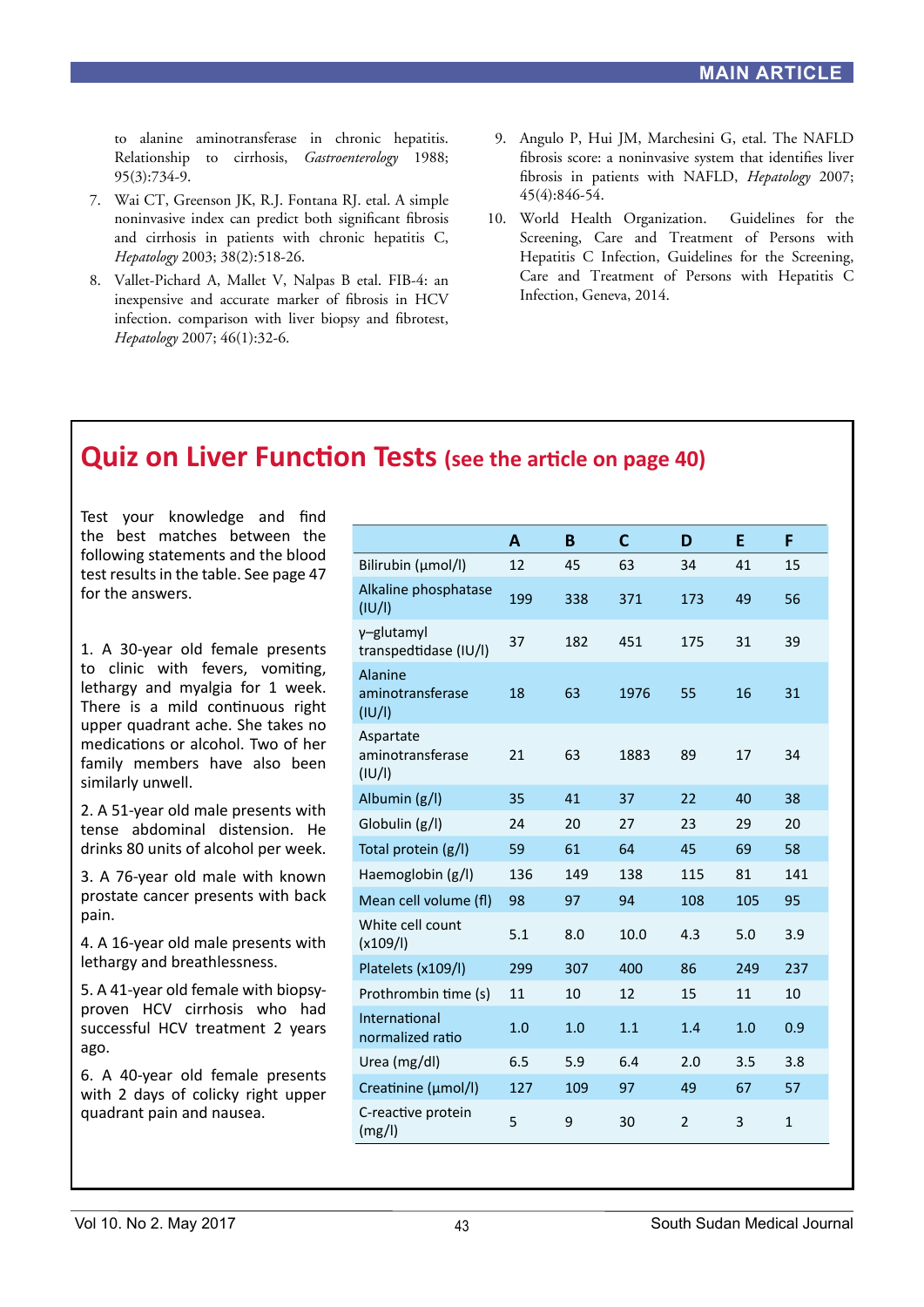to alanine aminotransferase in chronic hepatitis. Relationship to cirrhosis, *Gastroenterology* 1988; 95(3):734-9.

7. Wai CT, Greenson JK, R.J. Fontana RJ. etal. A simple noninvasive index can predict both significant fibrosis and cirrhosis in patients with chronic hepatitis C, *Hepatology* 2003; 38(2):518-26.
8. Vallet-Pichard A, Mallet V, Nalpas B etal. FIB-4: an inexpensive and accurate marker of fibrosis in HCV infection. comparison with liver biopsy and fibrotest, *Hepatology* 2007; 46(1):32-6.
9. Angulo P, Hui JM, Marchesini G, etal. The NAFLD fibrosis score: a noninvasive system that identifies liver fibrosis in patients with NAFLD, *Hepatology* 2007; 45(4):846-54.
10. World Health Organization. Guidelines for the Screening, Care and Treatment of Persons with Hepatitis C Infection, Guidelines for the Screening, Care and Treatment of Persons with Hepatitis C Infection, Geneva, 2014.

# Quiz on Liver Function Tests (see the article on page 40)

Test your knowledge and find the best matches between the following statements and the blood test results in the table. See page 47 for the answers.

1. A 30-year old female presents to clinic with fevers, vomiting, lethargy and myalgia for 1 week. There is a mild continuous right upper quadrant ache. She takes no medications or alcohol. Two of her family members have also been similarly unwell.
2. A 51-year old male presents with tense abdominal distension. He drinks 80 units of alcohol per week.
3. A 76-year old male with known prostate cancer presents with back pain.
4. A 16-year old male presents with lethargy and breathlessness.
5. A 41-year old female with biopsy-proven HCV cirrhosis who had successful HCV treatment 2 years ago.
6. A 40-year old female presents with 2 days of colicky right upper quadrant pain and nausea.

| | A | B | C | D | E | F |
|---|---|---|---|---|---|---|
| Bilirubin (µmol/l) | 12 | 45 | 63 | 34 | 41 | 15 |
| Alkaline phosphatase (IU/l) | 199 | 338 | 371 | 173 | 49 | 56 |
| γ–glutamyl transpeptidase (IU/l) | 37 | 182 | 451 | 175 | 31 | 39 |
| Alanine aminotransferase (IU/l) | 18 | 63 | 1976 | 55 | 16 | 31 |
| Aspartate aminotransferase (IU/l) | 21 | 63 | 1883 | 89 | 17 | 34 |
| Albumin (g/l) | 35 | 41 | 37 | 22 | 40 | 38 |
| Globulin (g/l) | 24 | 20 | 27 | 23 | 29 | 20 |
| Total protein (g/l) | 59 | 61 | 64 | 45 | 69 | 58 |
| Haemoglobin (g/l) | 136 | 149 | 138 | 115 | 81 | 141 |
| Mean cell volume (fl) | 98 | 97 | 94 | 108 | 105 | 95 |
| White cell count (x109/l) | 5.1 | 8.0 | 10.0 | 4.3 | 5.0 | 3.9 |
| Platelets (x109/l) | 299 | 307 | 400 | 86 | 249 | 237 |
| Prothrombin time (s) | 11 | 10 | 12 | 15 | 11 | 10 |
| International normalized ratio | 1.0 | 1.0 | 1.1 | 1.4 | 1.0 | 0.9 |
| Urea (mg/dl) | 6.5 | 5.9 | 6.4 | 2.0 | 3.5 | 3.8 |
| Creatinine (µmol/l) | 127 | 109 | 97 | 49 | 67 | 57 |
| C-reactive protein (mg/l) | 5 | 9 | 30 | 2 | 3 | 1 |